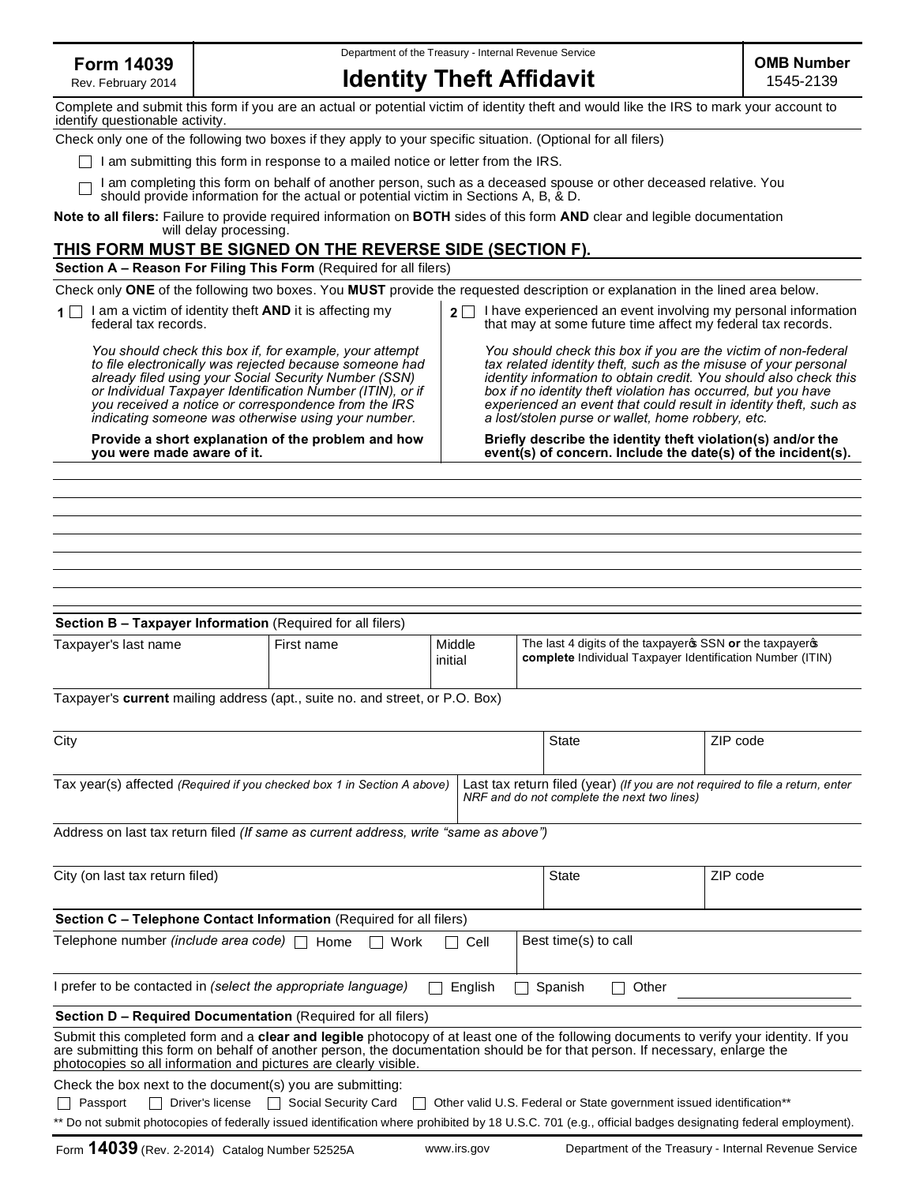**Form 14039**
Rev. February 2014

Department of the Treasury - Internal Revenue Service

# Identity Theft Affidavit

**OMB Number** 1545-2139

Complete and submit this form if you are an actual or potential victim of identity theft and would like the IRS to mark your account to identify questionable activity.

Check only one of the following two boxes if they apply to your specific situation. (Optional for all filers)

☐ I am submitting this form in response to a mailed notice or letter from the IRS.

☐ I am completing this form on behalf of another person, such as a deceased spouse or other deceased relative. You should provide information for the actual or potential victim in Sections A, B, & D.

**Note to all filers:** Failure to provide required information on **BOTH** sides of this form **AND** clear and legible documentation will delay processing.

**THIS FORM MUST BE SIGNED ON THE REVERSE SIDE (SECTION F).**

## Section A – Reason For Filing This Form (Required for all filers)

Check only **ONE** of the following two boxes. You **MUST** provide the requested description or explanation in the lined area below.

**1** ☐ I am a victim of identity theft **AND** it is affecting my federal tax records.

*You should check this box if, for example, your attempt to file electronically was rejected because someone had already filed using your Social Security Number (SSN) or Individual Taxpayer Identification Number (ITIN), or if you received a notice or correspondence from the IRS indicating someone was otherwise using your number.*

**Provide a short explanation of the problem and how you were made aware of it.**

**2** ☐ I have experienced an event involving my personal information that may at some future time affect my federal tax records.

*You should check this box if you are the victim of non-federal tax related identity theft, such as the misuse of your personal identity information to obtain credit. You should also check this box if no identity theft violation has occurred, but you have experienced an event that could result in identity theft, such as a lost/stolen purse or wallet, home robbery, etc.*

**Briefly describe the identity theft violation(s) and/or the event(s) of concern. Include the date(s) of the incident(s).**

## Section B – Taxpayer Information (Required for all filers)

| Taxpayer's last name | First name | Middle initial | The last 4 digits of the taxpayer's SSN **or** the taxpayer's **complete** Individual Taxpayer Identification Number (ITIN) |
|---|---|---|---|
| | | | |

Taxpayer's **current** mailing address (apt., suite no. and street, or P.O. Box)

| City | State | ZIP code |
|---|---|---|
| | | |

| Tax year(s) affected *(Required if you checked box 1 in Section A above)* | Last tax return filed (year) *(If you are not required to file a return, enter NRF and do not complete the next two lines)* |
|---|---|
| | |

Address on last tax return filed *(If same as current address, write "same as above")*

| City (on last tax return filed) | State | ZIP code |
|---|---|---|
| | | |

## Section C – Telephone Contact Information (Required for all filers)

| Telephone number *(include area code)* ☐ Home ☐ Work ☐ Cell | Best time(s) to call |
|---|---|
| | |

I prefer to be contacted in *(select the appropriate language)* ☐ English ☐ Spanish ☐ Other ______

## Section D – Required Documentation (Required for all filers)

Submit this completed form and a **clear and legible** photocopy of at least one of the following documents to verify your identity. If you are submitting this form on behalf of another person, the documentation should be for that person. If necessary, enlarge the photocopies so all information and pictures are clearly visible.

Check the box next to the document(s) you are submitting:

☐ Passport ☐ Driver's license ☐ Social Security Card ☐ Other valid U.S. Federal or State government issued identification**

** Do not submit photocopies of federally issued identification where prohibited by 18 U.S.C. 701 (e.g., official badges designating federal employment).

Form **14039** (Rev. 2-2014) Catalog Number 52525A www.irs.gov Department of the Treasury - Internal Revenue Service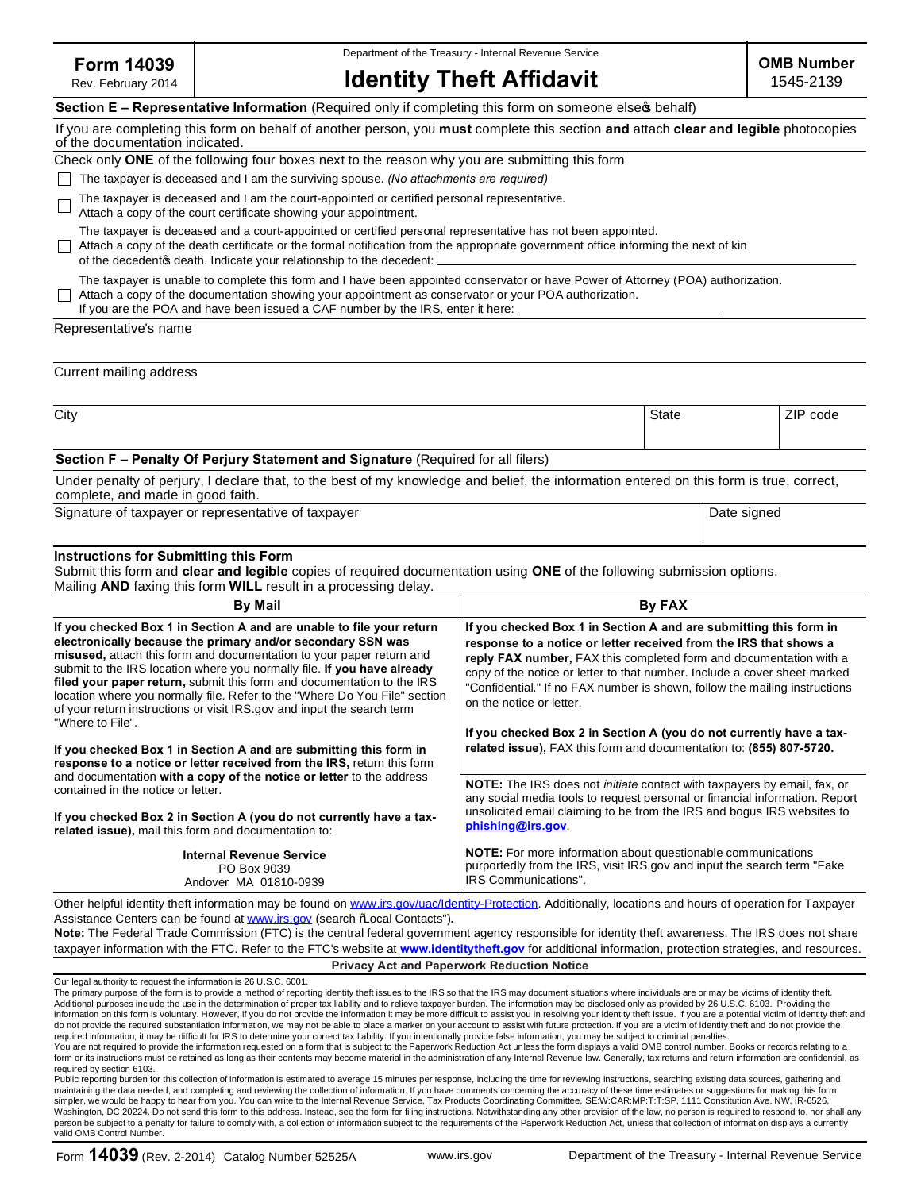**Form 14039**
Rev. February 2014

Department of the Treasury - Internal Revenue Service

# Identity Theft Affidavit

**OMB Number** 1545-2139

**Section E – Representative Information** (Required only if completing this form on someone else's behalf)

If you are completing this form on behalf of another person, you **must** complete this section **and** attach **clear and legible** photocopies of the documentation indicated.

Check only **ONE** of the following four boxes next to the reason why you are submitting this form

- ☐ The taxpayer is deceased and I am the surviving spouse. *(No attachments are required)*
- ☐ The taxpayer is deceased and I am the court-appointed or certified personal representative. Attach a copy of the court certificate showing your appointment.
- ☐ The taxpayer is deceased and a court-appointed or certified personal representative has not been appointed. Attach a copy of the death certificate or the formal notification from the appropriate government office informing the next of kin of the decedent's death. Indicate your relationship to the decedent: ______
- ☐ The taxpayer is unable to complete this form and I have been appointed conservator or have Power of Attorney (POA) authorization. Attach a copy of the documentation showing your appointment as conservator or your POA authorization. If you are the POA and have been issued a CAF number by the IRS, enter it here: ______

Representative's name

Current mailing address

| City | State | ZIP code |
|---|---|---|
| | | |

**Section F – Penalty Of Perjury Statement and Signature** (Required for all filers)

Under penalty of perjury, I declare that, to the best of my knowledge and belief, the information entered on this form is true, correct, complete, and made in good faith.

| Signature of taxpayer or representative of taxpayer | Date signed |
|---|---|
| | |

**Instructions for Submitting this Form**

Submit this form and **clear and legible** copies of required documentation using **ONE** of the following submission options. Mailing **AND** faxing this form **WILL** result in a processing delay.

## By Mail

**If you checked Box 1 in Section A and are unable to file your return electronically because the primary and/or secondary SSN was misused,** attach this form and documentation to your paper return and submit to the IRS location where you normally file. **If you have already filed your paper return,** submit this form and documentation to the IRS location where you normally file. Refer to the "Where Do You File" section of your return instructions or visit IRS.gov and input the search term "Where to File".

**If you checked Box 1 in Section A and are submitting this form in response to a notice or letter received from the IRS,** return this form and documentation **with a copy of the notice or letter** to the address contained in the notice or letter.

**If you checked Box 2 in Section A (you do not currently have a tax-related issue),** mail this form and documentation to:

**Internal Revenue Service**
PO Box 9039
Andover MA 01810-0939

## By FAX

**If you checked Box 1 in Section A and are submitting this form in response to a notice or letter received from the IRS that shows a reply FAX number,** FAX this completed form and documentation with a copy of the notice or letter to that number. Include a cover sheet marked "Confidential." If no FAX number is shown, follow the mailing instructions on the notice or letter.

**If you checked Box 2 in Section A (you do not currently have a tax-related issue),** FAX this form and documentation to: **(855) 807-5720.**

**NOTE:** The IRS does not *initiate* contact with taxpayers by email, fax, or any social media tools to request personal or financial information. Report unsolicited email claiming to be from the IRS and bogus IRS websites to **phishing@irs.gov**.

**NOTE:** For more information about questionable communications purportedly from the IRS, visit IRS.gov and input the search term "Fake IRS Communications".

Other helpful identity theft information may be found on www.irs.gov/uac/Identity-Protection. Additionally, locations and hours of operation for Taxpayer Assistance Centers can be found at www.irs.gov (search "Local Contacts").

**Note:** The Federal Trade Commission (FTC) is the central federal government agency responsible for identity theft awareness. The IRS does not share taxpayer information with the FTC. Refer to the FTC's website at **www.identitytheft.gov** for additional information, protection strategies, and resources.

**Privacy Act and Paperwork Reduction Notice**

Our legal authority to request the information is 26 U.S.C. 6001.
The primary purpose of the form is to provide a method of reporting identity theft issues to the IRS so that the IRS may document situations where individuals are or may be victims of identity theft. Additional purposes include the use in the determination of proper tax liability and to relieve taxpayer burden. The information may be disclosed only as provided by 26 U.S.C. 6103. Providing the information on this form is voluntary. However, if you do not provide the information it may be more difficult to assist you in resolving your identity theft issue. If you are a potential victim of identity theft and do not provide the required substantiation information, we may not be able to place a marker on your account to assist with future protection. If you are a victim of identity theft and do not provide the required information, it may be difficult for IRS to determine your correct tax liability. If you intentionally provide false information, you may be subject to criminal penalties.
You are not required to provide the information requested on a form that is subject to the Paperwork Reduction Act unless the form displays a valid OMB control number. Books or records relating to a form or its instructions must be retained as long as their contents may become material in the administration of any Internal Revenue law. Generally, tax returns and return information are confidential, as required by section 6103.
Public reporting burden for this collection of information is estimated to average 15 minutes per response, including the time for reviewing instructions, searching existing data sources, gathering and maintaining the data needed, and completing and reviewing the collection of information. If you have comments concerning the accuracy of these time estimates or suggestions for making this form simpler, we would be happy to hear from you. You can write to the Internal Revenue Service, Tax Products Coordinating Committee, SE:W:CAR:MP:T:T:SP, 1111 Constitution Ave. NW, IR-6526, Washington, DC 20224. Do not send this form to this address. Instead, see the form for filing instructions. Notwithstanding any other provision of the law, no person is required to respond to, nor shall any person be subject to a penalty for failure to comply with, a collection of information subject to the requirements of the Paperwork Reduction Act, unless that collection of information displays a currently valid OMB Control Number.

Form **14039** (Rev. 2-2014) Catalog Number 52525A www.irs.gov Department of the Treasury - Internal Revenue Service